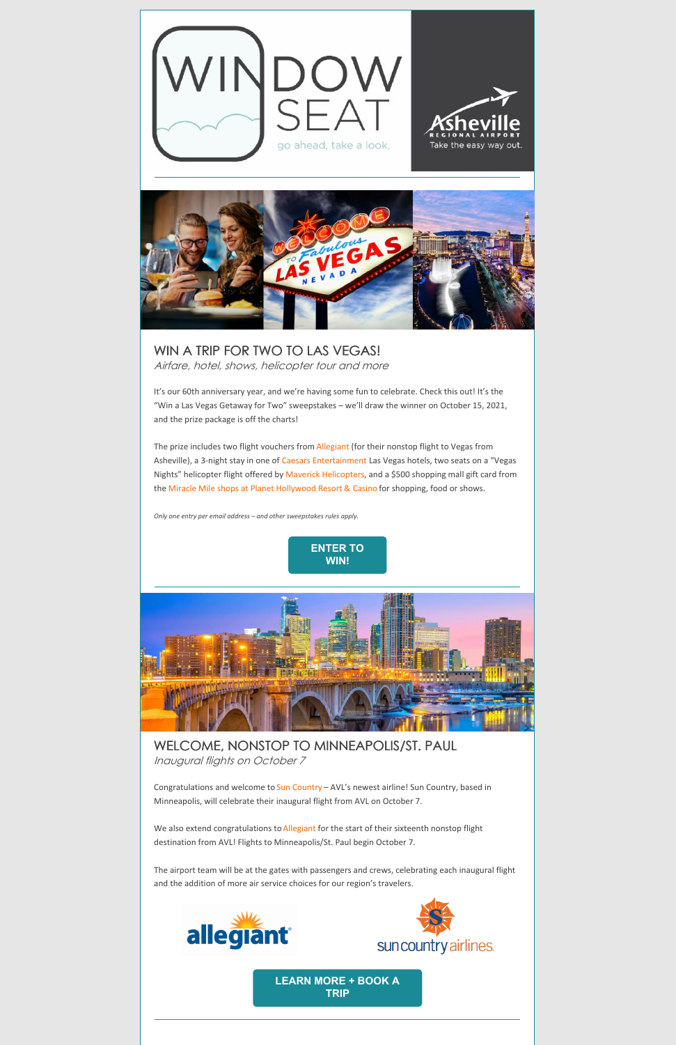WINDOW SEAT

go ahead, take a look.

Asheville Regional Airport

Take the easy way out.

## WIN A TRIP FOR TWO TO LAS VEGAS!

*Airfare, hotel, shows, helicopter tour and more*

It's our 60th anniversary year, and we're having some fun to celebrate. Check this out! It's the "Win a Las Vegas Getaway for Two" sweepstakes – we'll draw the winner on October 15, 2021, and the prize package is off the charts!

The prize includes two flight vouchers from Allegiant (for their nonstop flight to Vegas from Asheville), a 3-night stay in one of Caesars Entertainment Las Vegas hotels, two seats on a "Vegas Nights" helicopter flight offered by Maverick Helicopters, and a $500 shopping mall gift card from the Miracle Mile shops at Planet Hollywood Resort & Casino for shopping, food or shows.

*Only one entry per email address – and other sweepstakes rules apply.*

**ENTER TO WIN!**

---

## WELCOME, NONSTOP TO MINNEAPOLIS/ST. PAUL

*Inaugural flights on October 7*

Congratulations and welcome to Sun Country – AVL's newest airline! Sun Country, based in Minneapolis, will celebrate their inaugural flight from AVL on October 7.

We also extend congratulations to Allegiant for the start of their sixteenth nonstop flight destination from AVL! Flights to Minneapolis/St. Paul begin October 7.

The airport team will be at the gates with passengers and crews, celebrating each inaugural flight and the addition of more air service choices for our region's travelers.

allegiant

sun country airlines

**LEARN MORE + BOOK A TRIP**

---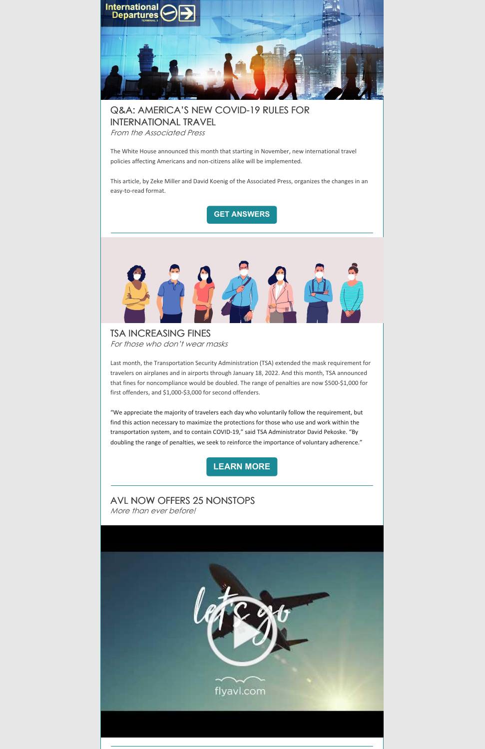## Q&A: AMERICA'S NEW COVID-19 RULES FOR INTERNATIONAL TRAVEL

*From the Associated Press*

The White House announced this month that starting in November, new international travel policies affecting Americans and non-citizens alike will be implemented.

This article, by Zeke Miller and David Koenig of the Associated Press, organizes the changes in an easy-to-read format.

**GET ANSWERS**

---

## TSA INCREASING FINES

*For those who don't wear masks*

Last month, the Transportation Security Administration (TSA) extended the mask requirement for travelers on airplanes and in airports through January 18, 2022. And this month, TSA announced that fines for noncompliance would be doubled. The range of penalties are now $500-$1,000 for first offenders, and $1,000-$3,000 for second offenders.

"We appreciate the majority of travelers each day who voluntarily follow the requirement, but find this action necessary to maximize the protections for those who use and work within the transportation system, and to contain COVID-19," said TSA Administrator David Pekoske. "By doubling the range of penalties, we seek to reinforce the importance of voluntary adherence."

**LEARN MORE**

---

## AVL NOW OFFERS 25 NONSTOPS

*More than ever before!*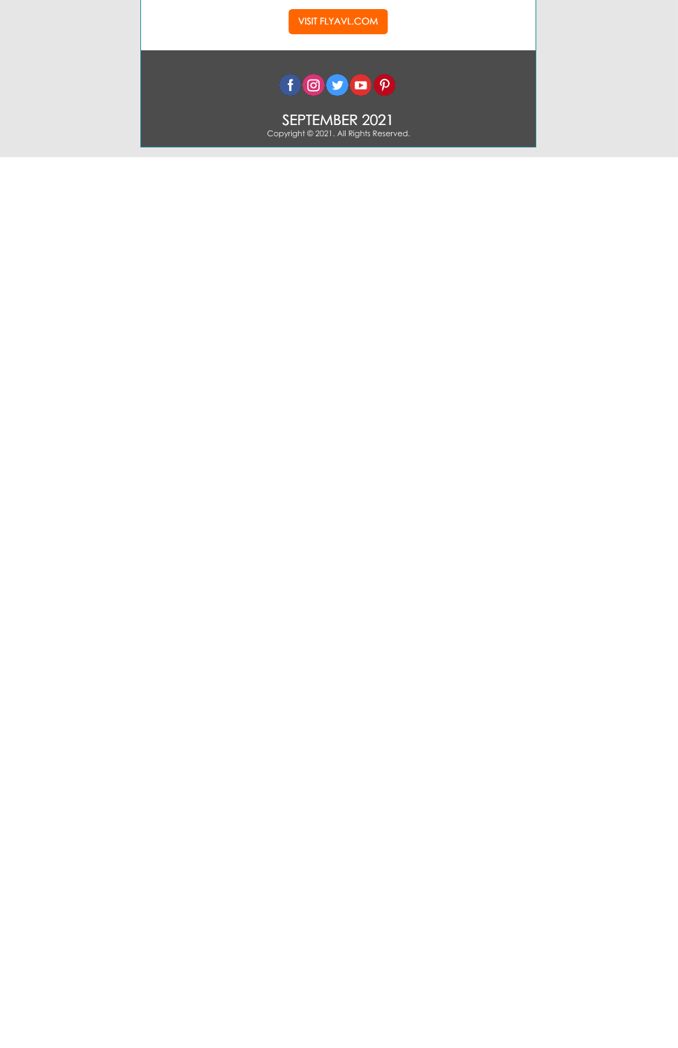VISIT FLYAVL.COM

SEPTEMBER 2021

Copyright © 2021. All Rights Reserved.